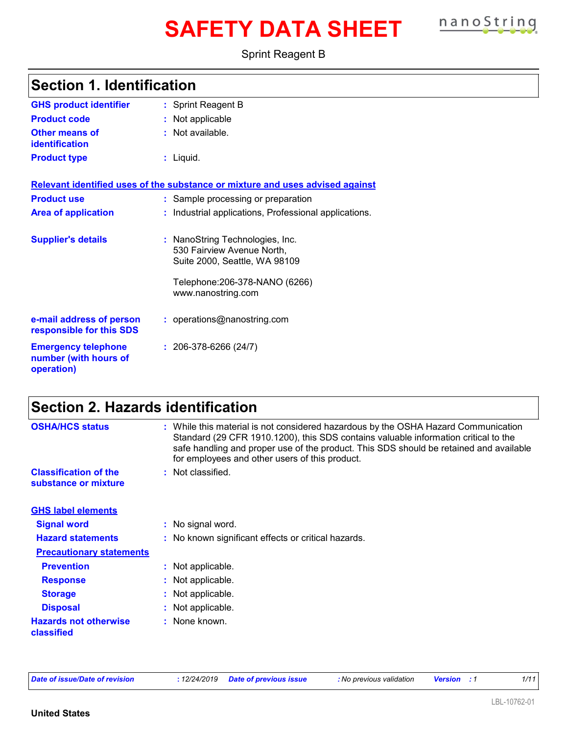# SAFETY DATA SHEET

Sprint Reagent B

## Section 1. Identification

**GHS product identifier** : Sprint Reagent B

**Product code** : Not applicable

**Other means of identification** : Not available.

**Product type** : Liquid.

**Relevant identified uses of the substance or mixture and uses advised against**

**Product use** : Sample processing or preparation

**Area of application** : Industrial applications, Professional applications.

**Supplier's details** : NanoString Technologies, Inc.
530 Fairview Avenue North,
Suite 2000, Seattle, WA 98109

Telephone:206-378-NANO (6266)
www.nanostring.com

**e-mail address of person responsible for this SDS** : operations@nanostring.com

**Emergency telephone number (with hours of operation)** : 206-378-6266 (24/7)

## Section 2. Hazards identification

**OSHA/HCS status** : While this material is not considered hazardous by the OSHA Hazard Communication Standard (29 CFR 1910.1200), this SDS contains valuable information critical to the safe handling and proper use of the product. This SDS should be retained and available for employees and other users of this product.

**Classification of the substance or mixture** : Not classified.

**GHS label elements**

**Signal word** : No signal word.

**Hazard statements** : No known significant effects or critical hazards.

**Precautionary statements**

**Prevention** : Not applicable.

**Response** : Not applicable.

**Storage** : Not applicable.

**Disposal** : Not applicable.

**Hazards not otherwise classified** : None known.

*Date of issue/Date of revision* : 12/24/2019 *Date of previous issue* : No previous validation *Version* : 1

LBL-10762-01

**United States**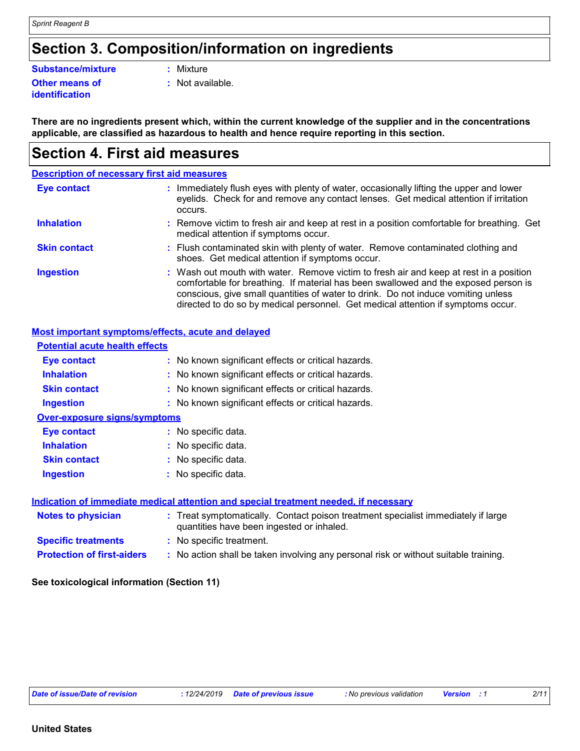# Section 3. Composition/information on ingredients

**Substance/mixture** : Mixture

**Other means of identification** : Not available.

**There are no ingredients present which, within the current knowledge of the supplier and in the concentrations applicable, are classified as hazardous to health and hence require reporting in this section.**

# Section 4. First aid measures

**Description of necessary first aid measures**

**Eye contact** : Immediately flush eyes with plenty of water, occasionally lifting the upper and lower eyelids. Check for and remove any contact lenses. Get medical attention if irritation occurs.

**Inhalation** : Remove victim to fresh air and keep at rest in a position comfortable for breathing. Get medical attention if symptoms occur.

**Skin contact** : Flush contaminated skin with plenty of water. Remove contaminated clothing and shoes. Get medical attention if symptoms occur.

**Ingestion** : Wash out mouth with water. Remove victim to fresh air and keep at rest in a position comfortable for breathing. If material has been swallowed and the exposed person is conscious, give small quantities of water to drink. Do not induce vomiting unless directed to do so by medical personnel. Get medical attention if symptoms occur.

**Most important symptoms/effects, acute and delayed**

**Potential acute health effects**

**Eye contact** : No known significant effects or critical hazards.

**Inhalation** : No known significant effects or critical hazards.

**Skin contact** : No known significant effects or critical hazards.

**Ingestion** : No known significant effects or critical hazards.

**Over-exposure signs/symptoms**

**Eye contact** : No specific data.

**Inhalation** : No specific data.

**Skin contact** : No specific data.

**Ingestion** : No specific data.

**Indication of immediate medical attention and special treatment needed, if necessary**

**Notes to physician** : Treat symptomatically. Contact poison treatment specialist immediately if large quantities have been ingested or inhaled.

**Specific treatments** : No specific treatment.

**Protection of first-aiders** : No action shall be taken involving any personal risk or without suitable training.

**See toxicological information (Section 11)**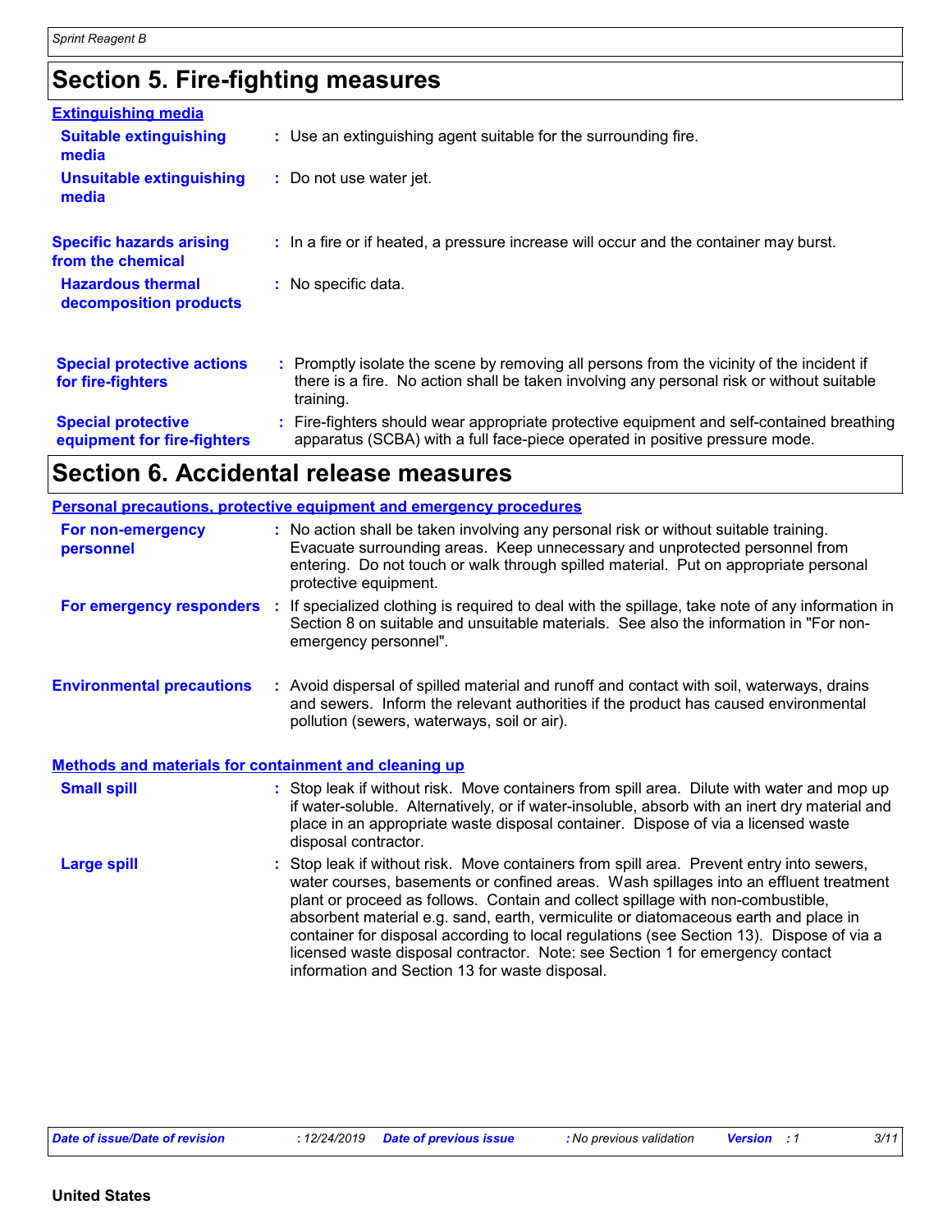# Section 5. Fire-fighting measures

## Extinguishing media

**Suitable extinguishing media** : Use an extinguishing agent suitable for the surrounding fire.

**Unsuitable extinguishing media** : Do not use water jet.

**Specific hazards arising from the chemical** : In a fire or if heated, a pressure increase will occur and the container may burst.

**Hazardous thermal decomposition products** : No specific data.

**Special protective actions for fire-fighters** : Promptly isolate the scene by removing all persons from the vicinity of the incident if there is a fire. No action shall be taken involving any personal risk or without suitable training.

**Special protective equipment for fire-fighters** : Fire-fighters should wear appropriate protective equipment and self-contained breathing apparatus (SCBA) with a full face-piece operated in positive pressure mode.

# Section 6. Accidental release measures

## Personal precautions, protective equipment and emergency procedures

**For non-emergency personnel** : No action shall be taken involving any personal risk or without suitable training. Evacuate surrounding areas. Keep unnecessary and unprotected personnel from entering. Do not touch or walk through spilled material. Put on appropriate personal protective equipment.

**For emergency responders** : If specialized clothing is required to deal with the spillage, take note of any information in Section 8 on suitable and unsuitable materials. See also the information in "For non-emergency personnel".

**Environmental precautions** : Avoid dispersal of spilled material and runoff and contact with soil, waterways, drains and sewers. Inform the relevant authorities if the product has caused environmental pollution (sewers, waterways, soil or air).

## Methods and materials for containment and cleaning up

**Small spill** : Stop leak if without risk. Move containers from spill area. Dilute with water and mop up if water-soluble. Alternatively, or if water-insoluble, absorb with an inert dry material and place in an appropriate waste disposal container. Dispose of via a licensed waste disposal contractor.

**Large spill** : Stop leak if without risk. Move containers from spill area. Prevent entry into sewers, water courses, basements or confined areas. Wash spillages into an effluent treatment plant or proceed as follows. Contain and collect spillage with non-combustible, absorbent material e.g. sand, earth, vermiculite or diatomaceous earth and place in container for disposal according to local regulations (see Section 13). Dispose of via a licensed waste disposal contractor. Note: see Section 1 for emergency contact information and Section 13 for waste disposal.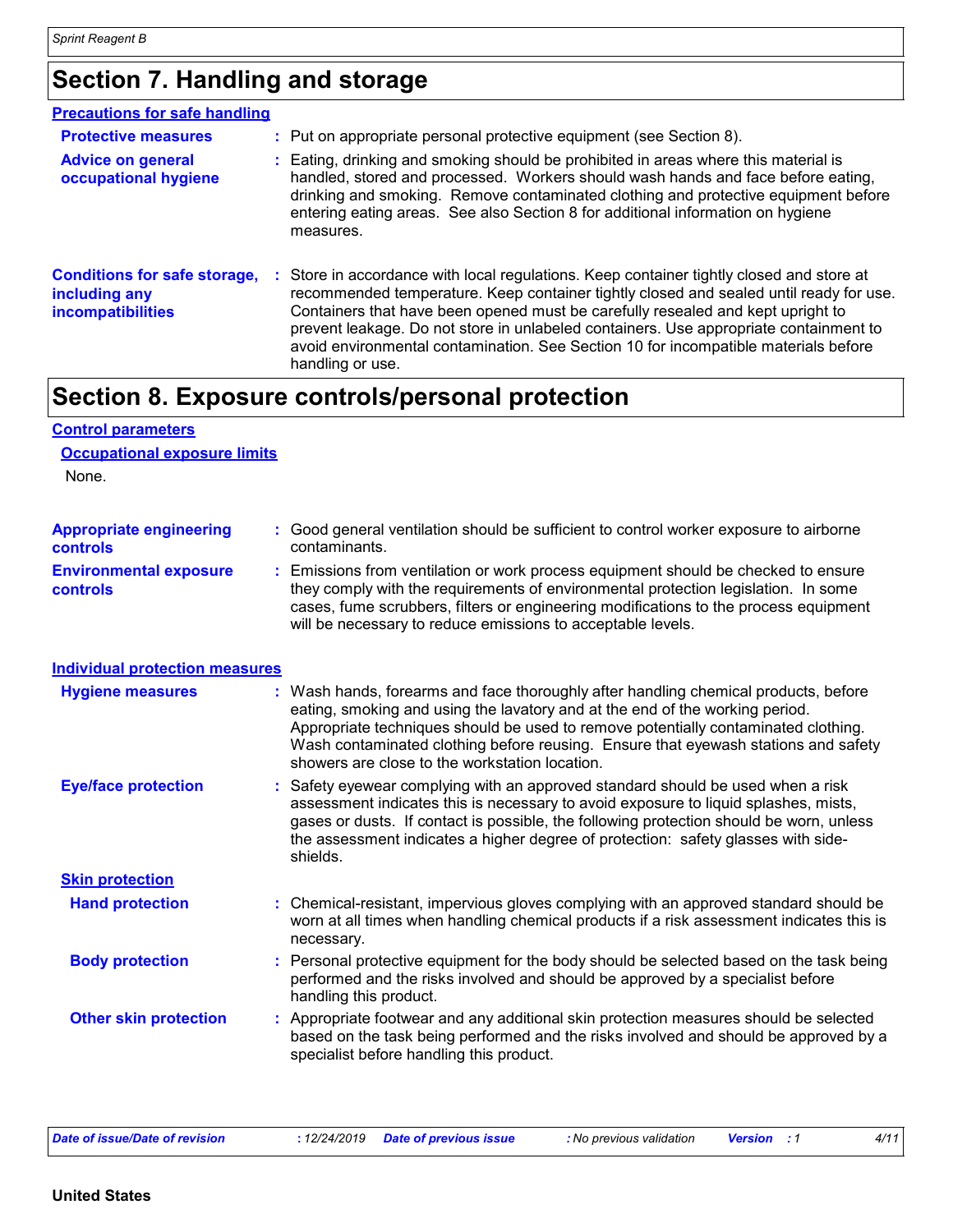# Section 7. Handling and storage

**Precautions for safe handling**

**Protective measures** : Put on appropriate personal protective equipment (see Section 8).

**Advice on general occupational hygiene** : Eating, drinking and smoking should be prohibited in areas where this material is handled, stored and processed. Workers should wash hands and face before eating, drinking and smoking. Remove contaminated clothing and protective equipment before entering eating areas. See also Section 8 for additional information on hygiene measures.

**Conditions for safe storage, including any incompatibilities** : Store in accordance with local regulations. Keep container tightly closed and store at recommended temperature. Keep container tightly closed and sealed until ready for use. Containers that have been opened must be carefully resealed and kept upright to prevent leakage. Do not store in unlabeled containers. Use appropriate containment to avoid environmental contamination. See Section 10 for incompatible materials before handling or use.

# Section 8. Exposure controls/personal protection

**Control parameters**

**Occupational exposure limits**

None.

**Appropriate engineering controls** : Good general ventilation should be sufficient to control worker exposure to airborne contaminants.

**Environmental exposure controls** : Emissions from ventilation or work process equipment should be checked to ensure they comply with the requirements of environmental protection legislation. In some cases, fume scrubbers, filters or engineering modifications to the process equipment will be necessary to reduce emissions to acceptable levels.

**Individual protection measures**

**Hygiene measures** : Wash hands, forearms and face thoroughly after handling chemical products, before eating, smoking and using the lavatory and at the end of the working period. Appropriate techniques should be used to remove potentially contaminated clothing. Wash contaminated clothing before reusing. Ensure that eyewash stations and safety showers are close to the workstation location.

**Eye/face protection** : Safety eyewear complying with an approved standard should be used when a risk assessment indicates this is necessary to avoid exposure to liquid splashes, mists, gases or dusts. If contact is possible, the following protection should be worn, unless the assessment indicates a higher degree of protection: safety glasses with side-shields.

**Skin protection**

**Hand protection** : Chemical-resistant, impervious gloves complying with an approved standard should be worn at all times when handling chemical products if a risk assessment indicates this is necessary.

**Body protection** : Personal protective equipment for the body should be selected based on the task being performed and the risks involved and should be approved by a specialist before handling this product.

**Other skin protection** : Appropriate footwear and any additional skin protection measures should be selected based on the task being performed and the risks involved and should be approved by a specialist before handling this product.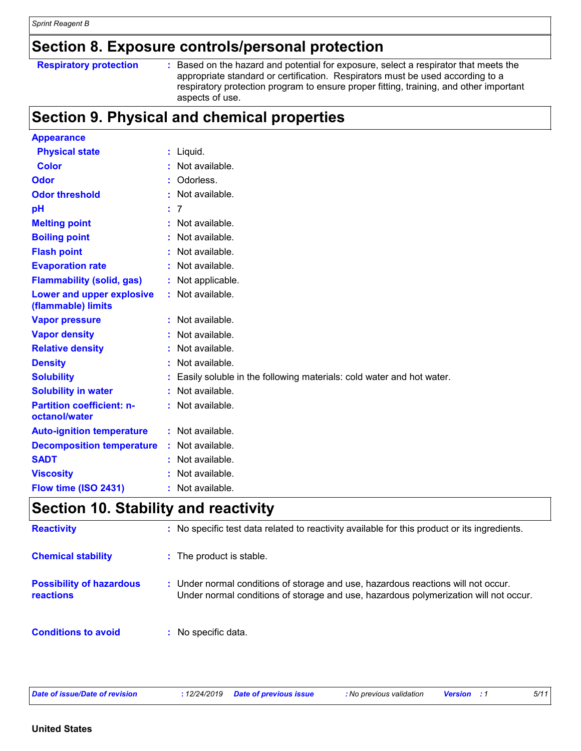## Section 8. Exposure controls/personal protection

| | | |
|---|---|---|
| **Respiratory protection** | : | Based on the hazard and potential for exposure, select a respirator that meets the appropriate standard or certification. Respirators must be used according to a respiratory protection program to ensure proper fitting, training, and other important aspects of use. |

## Section 9. Physical and chemical properties

| | | |
|---|---|---|
| **Appearance** | | |
| **Physical state** | : | Liquid. |
| **Color** | : | Not available. |
| **Odor** | : | Odorless. |
| **Odor threshold** | : | Not available. |
| **pH** | : | 7 |
| **Melting point** | : | Not available. |
| **Boiling point** | : | Not available. |
| **Flash point** | : | Not available. |
| **Evaporation rate** | : | Not available. |
| **Flammability (solid, gas)** | : | Not applicable. |
| **Lower and upper explosive (flammable) limits** | : | Not available. |
| **Vapor pressure** | : | Not available. |
| **Vapor density** | : | Not available. |
| **Relative density** | : | Not available. |
| **Density** | : | Not available. |
| **Solubility** | : | Easily soluble in the following materials: cold water and hot water. |
| **Solubility in water** | : | Not available. |
| **Partition coefficient: n-octanol/water** | : | Not available. |
| **Auto-ignition temperature** | : | Not available. |
| **Decomposition temperature** | : | Not available. |
| **SADT** | : | Not available. |
| **Viscosity** | : | Not available. |
| **Flow time (ISO 2431)** | : | Not available. |

## Section 10. Stability and reactivity

| | | |
|---|---|---|
| **Reactivity** | : | No specific test data related to reactivity available for this product or its ingredients. |
| **Chemical stability** | : | The product is stable. |
| **Possibility of hazardous reactions** | : | Under normal conditions of storage and use, hazardous reactions will not occur. Under normal conditions of storage and use, hazardous polymerization will not occur. |
| **Conditions to avoid** | : | No specific data. |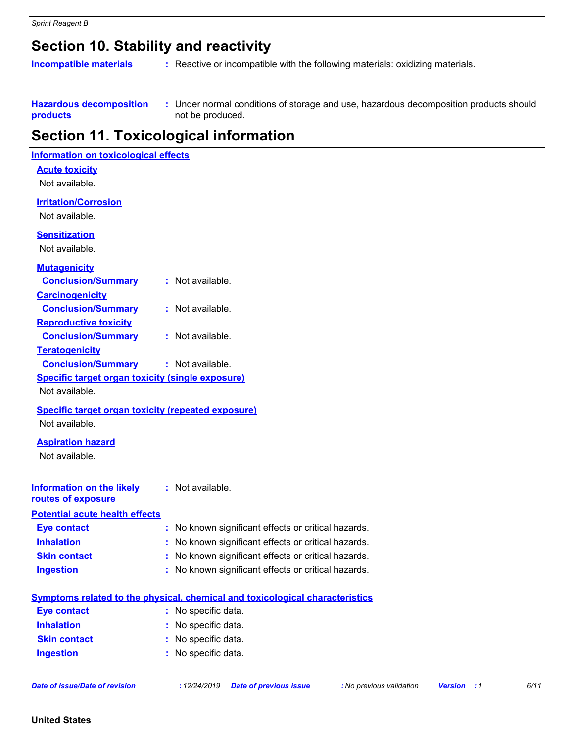## Section 10. Stability and reactivity

**Incompatible materials** : Reactive or incompatible with the following materials: oxidizing materials.

**Hazardous decomposition products** : Under normal conditions of storage and use, hazardous decomposition products should not be produced.

## Section 11. Toxicological information

### Information on toxicological effects

**Acute toxicity**

Not available.

**Irritation/Corrosion**

Not available.

**Sensitization**

Not available.

**Mutagenicity**

**Conclusion/Summary** : Not available.

**Carcinogenicity**

**Conclusion/Summary** : Not available.

**Reproductive toxicity**

**Conclusion/Summary** : Not available.

**Teratogenicity**

**Conclusion/Summary** : Not available.

**Specific target organ toxicity (single exposure)**

Not available.

**Specific target organ toxicity (repeated exposure)**

Not available.

**Aspiration hazard**

Not available.

**Information on the likely routes of exposure** : Not available.

### Potential acute health effects

**Eye contact** : No known significant effects or critical hazards.

**Inhalation** : No known significant effects or critical hazards.

**Skin contact** : No known significant effects or critical hazards.

**Ingestion** : No known significant effects or critical hazards.

### Symptoms related to the physical, chemical and toxicological characteristics

**Eye contact** : No specific data.

**Inhalation** : No specific data.

**Skin contact** : No specific data.

**Ingestion** : No specific data.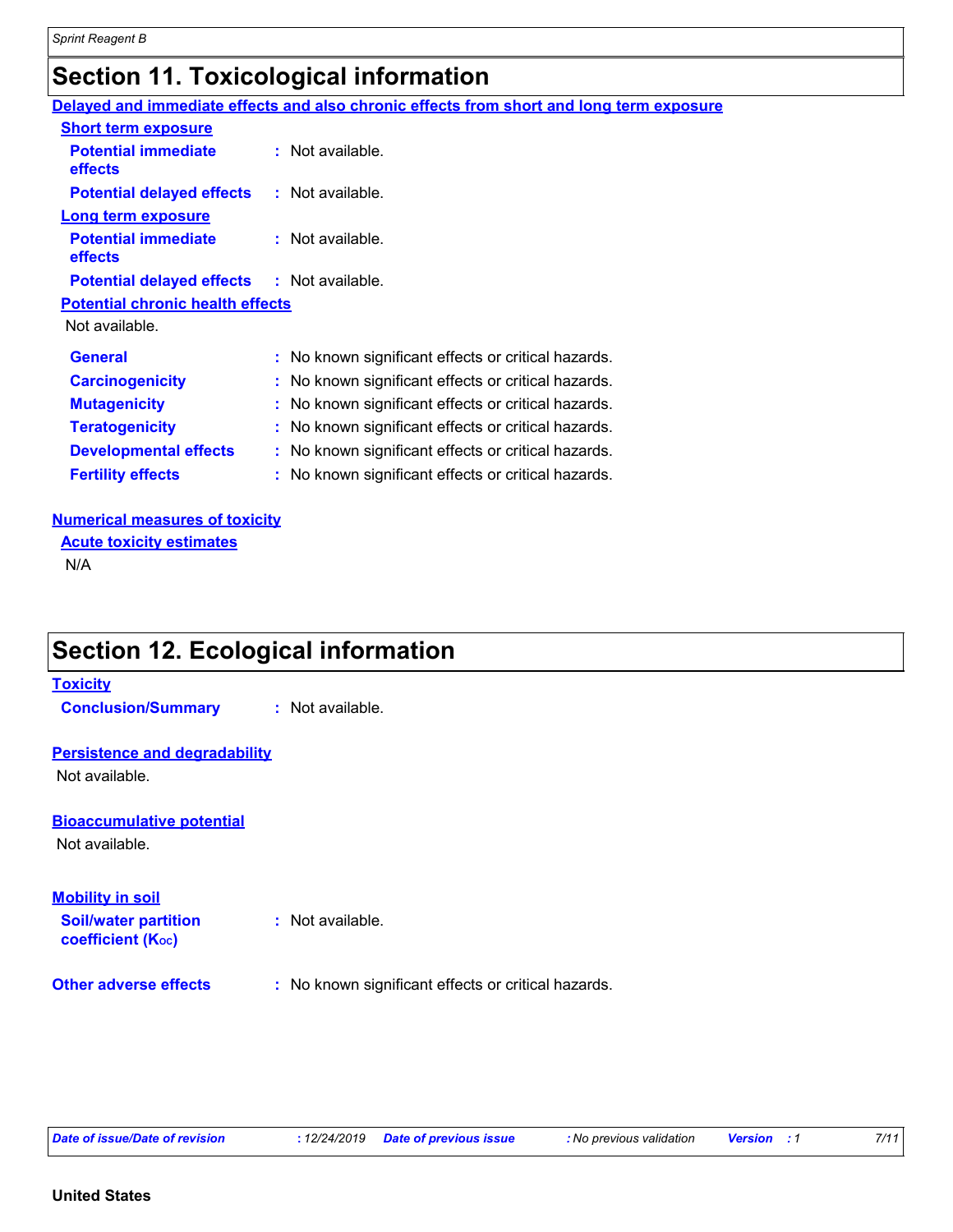## Section 11. Toxicological information

**Delayed and immediate effects and also chronic effects from short and long term exposure**

**Short term exposure**

**Potential immediate effects** : Not available.

**Potential delayed effects** : Not available.

**Long term exposure**

**Potential immediate effects** : Not available.

**Potential delayed effects** : Not available.

**Potential chronic health effects**

Not available.

**General** : No known significant effects or critical hazards.

**Carcinogenicity** : No known significant effects or critical hazards.

**Mutagenicity** : No known significant effects or critical hazards.

**Teratogenicity** : No known significant effects or critical hazards.

**Developmental effects** : No known significant effects or critical hazards.

**Fertility effects** : No known significant effects or critical hazards.

**Numerical measures of toxicity**

**Acute toxicity estimates**

N/A

## Section 12. Ecological information

**Toxicity**

**Conclusion/Summary** : Not available.

**Persistence and degradability**

Not available.

**Bioaccumulative potential**

Not available.

**Mobility in soil**

**Soil/water partition coefficient ($K_{OC}$)** : Not available.

**Other adverse effects** : No known significant effects or critical hazards.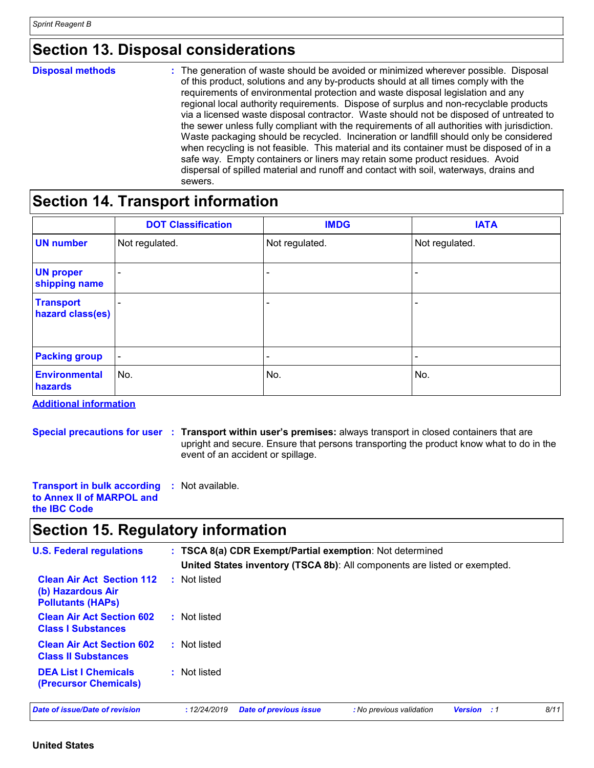## Section 13. Disposal considerations

**Disposal methods** : The generation of waste should be avoided or minimized wherever possible. Disposal of this product, solutions and any by-products should at all times comply with the requirements of environmental protection and waste disposal legislation and any regional local authority requirements. Dispose of surplus and non-recyclable products via a licensed waste disposal contractor. Waste should not be disposed of untreated to the sewer unless fully compliant with the requirements of all authorities with jurisdiction. Waste packaging should be recycled. Incineration or landfill should only be considered when recycling is not feasible. This material and its container must be disposed of in a safe way. Empty containers or liners may retain some product residues. Avoid dispersal of spilled material and runoff and contact with soil, waterways, drains and sewers.

## Section 14. Transport information

| | DOT Classification | IMDG | IATA |
|---|---|---|---|
| **UN number** | Not regulated. | Not regulated. | Not regulated. |
| **UN proper shipping name** | - | - | - |
| **Transport hazard class(es)** | - | - | - |
| **Packing group** | - | - | - |
| **Environmental hazards** | No. | No. | No. |

**Additional information**

**Special precautions for user** : **Transport within user's premises:** always transport in closed containers that are upright and secure. Ensure that persons transporting the product know what to do in the event of an accident or spillage.

**Transport in bulk according to Annex II of MARPOL and the IBC Code** : Not available.

## Section 15. Regulatory information

**U.S. Federal regulations** : **TSCA 8(a) CDR Exempt/Partial exemption**: Not determined

**United States inventory (TSCA 8b)**: All components are listed or exempted.

**Clean Air Act Section 112 (b) Hazardous Air Pollutants (HAPs)** : Not listed

**Clean Air Act Section 602 Class I Substances** : Not listed

**Clean Air Act Section 602 Class II Substances** : Not listed

**DEA List I Chemicals (Precursor Chemicals)** : Not listed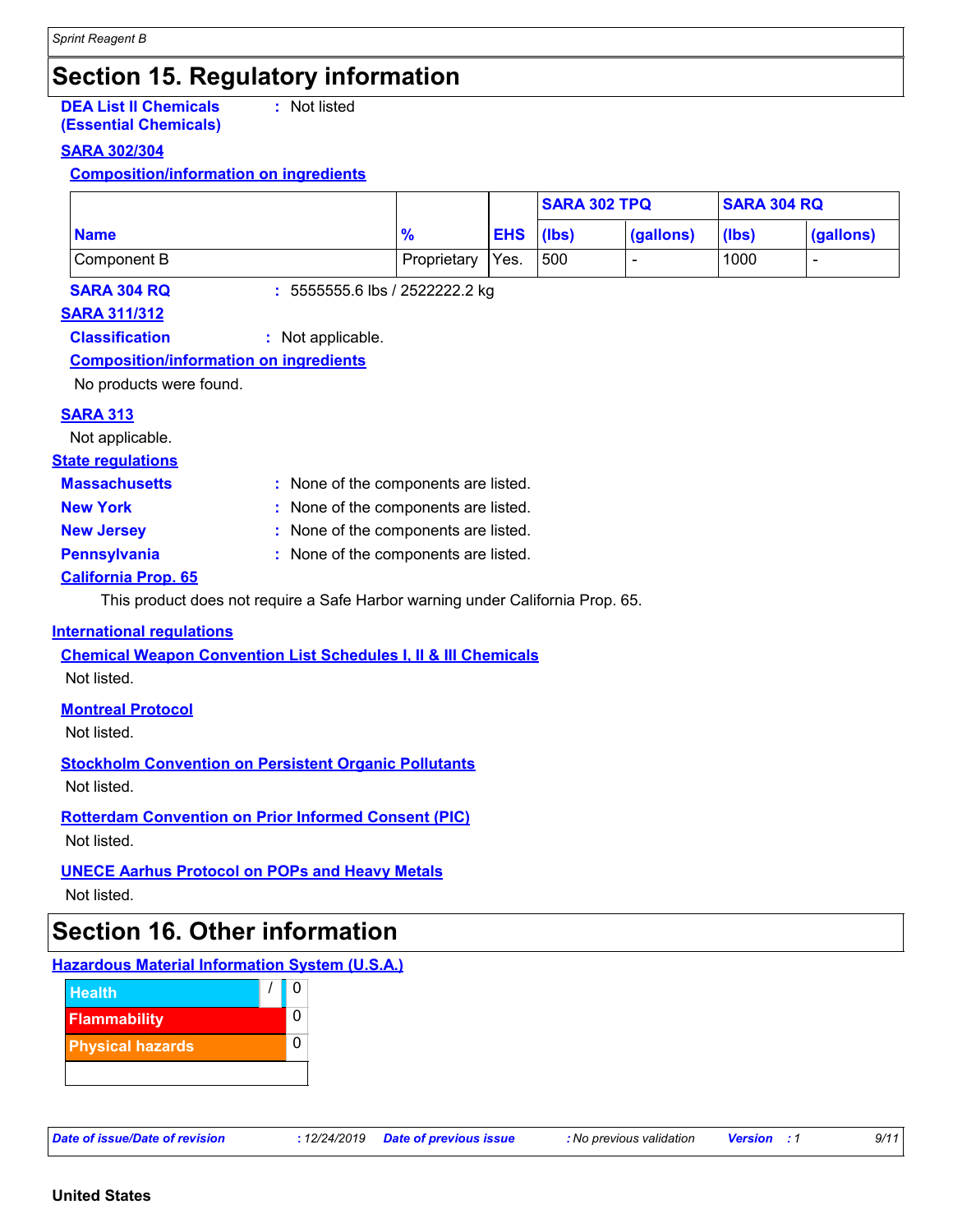## Section 15. Regulatory information

**DEA List II Chemicals (Essential Chemicals)** : Not listed

**SARA 302/304**

**Composition/information on ingredients**

| Name | % | EHS | SARA 302 TPQ | | SARA 304 RQ | |
|---|---|---|---|---|---|---|
| | | | (lbs) | (gallons) | (lbs) | (gallons) |
| Component B | Proprietary | Yes. | 500 | - | 1000 | - |

**SARA 304 RQ** : 5555555.6 lbs / 2522222.2 kg

**SARA 311/312**

**Classification** : Not applicable.

**Composition/information on ingredients**

No products were found.

**SARA 313**

Not applicable.

**State regulations**

**Massachusetts** : None of the components are listed.

**New York** : None of the components are listed.

**New Jersey** : None of the components are listed.

**Pennsylvania** : None of the components are listed.

**California Prop. 65**

This product does not require a Safe Harbor warning under California Prop. 65.

**International regulations**

**Chemical Weapon Convention List Schedules I, II & III Chemicals**

Not listed.

**Montreal Protocol**

Not listed.

**Stockholm Convention on Persistent Organic Pollutants**

Not listed.

**Rotterdam Convention on Prior Informed Consent (PIC)**

Not listed.

**UNECE Aarhus Protocol on POPs and Heavy Metals**

Not listed.

## Section 16. Other information

**Hazardous Material Information System (U.S.A.)**

| | | |
|---|---|---|
| Health | / | 0 |
| Flammability | | 0 |
| Physical hazards | | 0 |

**United States**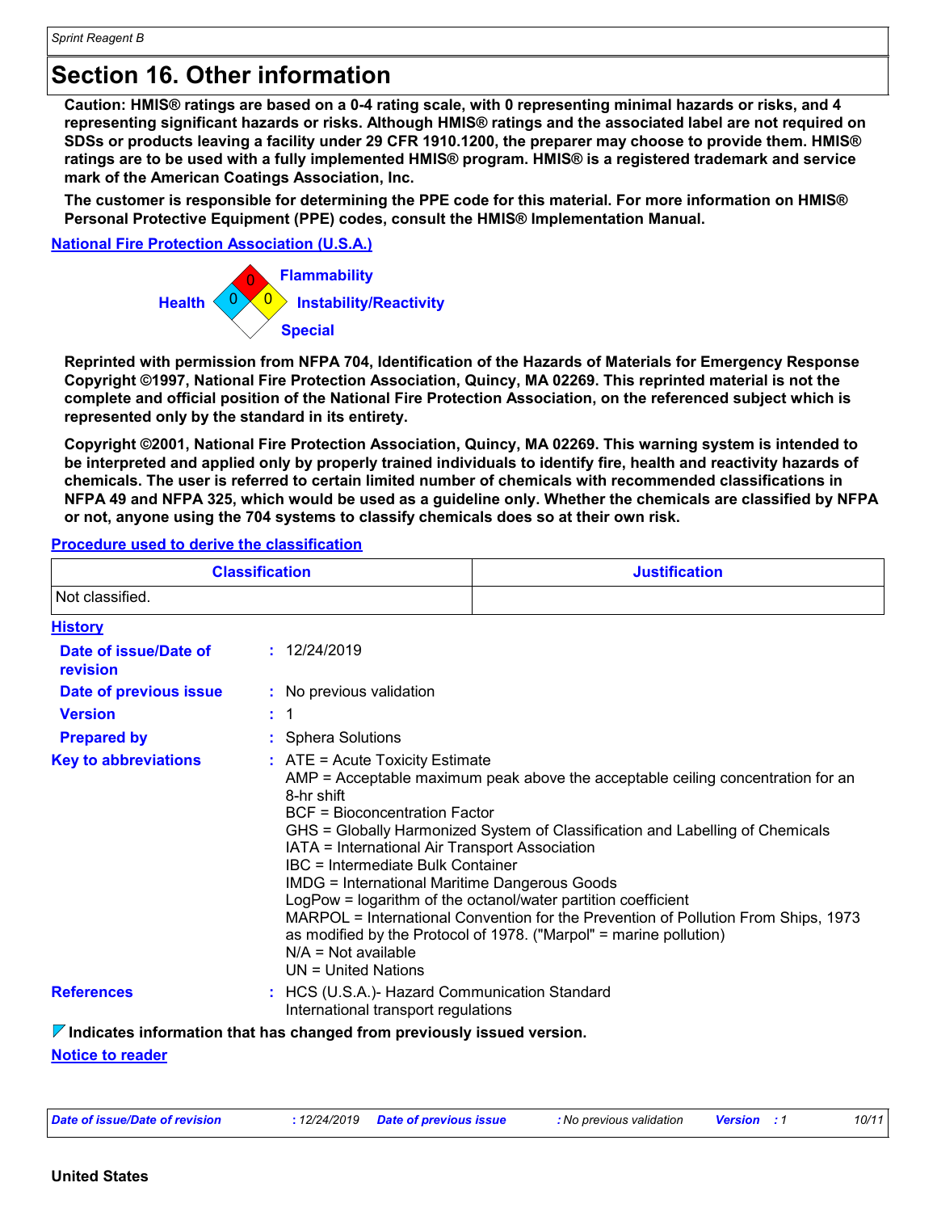# Section 16. Other information

**Caution: HMIS® ratings are based on a 0-4 rating scale, with 0 representing minimal hazards or risks, and 4 representing significant hazards or risks. Although HMIS® ratings and the associated label are not required on SDSs or products leaving a facility under 29 CFR 1910.1200, the preparer may choose to provide them. HMIS® ratings are to be used with a fully implemented HMIS® program. HMIS® is a registered trademark and service mark of the American Coatings Association, Inc.**

**The customer is responsible for determining the PPE code for this material. For more information on HMIS® Personal Protective Equipment (PPE) codes, consult the HMIS® Implementation Manual.**

**National Fire Protection Association (U.S.A.)**

Flammability: 0
Health: 0
Instability/Reactivity: 0
Special

**Reprinted with permission from NFPA 704, Identification of the Hazards of Materials for Emergency Response Copyright ©1997, National Fire Protection Association, Quincy, MA 02269. This reprinted material is not the complete and official position of the National Fire Protection Association, on the referenced subject which is represented only by the standard in its entirety.**

**Copyright ©2001, National Fire Protection Association, Quincy, MA 02269. This warning system is intended to be interpreted and applied only by properly trained individuals to identify fire, health and reactivity hazards of chemicals. The user is referred to certain limited number of chemicals with recommended classifications in NFPA 49 and NFPA 325, which would be used as a guideline only. Whether the chemicals are classified by NFPA or not, anyone using the 704 systems to classify chemicals does so at their own risk.**

**Procedure used to derive the classification**

| Classification | Justification |
| --- | --- |
| Not classified. | |

**History**

**Date of issue/Date of revision** : 12/24/2019

**Date of previous issue** : No previous validation

**Version** : 1

**Prepared by** : Sphera Solutions

**Key to abbreviations** :
ATE = Acute Toxicity Estimate
AMP = Acceptable maximum peak above the acceptable ceiling concentration for an 8-hr shift
BCF = Bioconcentration Factor
GHS = Globally Harmonized System of Classification and Labelling of Chemicals
IATA = International Air Transport Association
IBC = Intermediate Bulk Container
IMDG = International Maritime Dangerous Goods
LogPow = logarithm of the octanol/water partition coefficient
MARPOL = International Convention for the Prevention of Pollution From Ships, 1973 as modified by the Protocol of 1978. ("Marpol" = marine pollution)
N/A = Not available
UN = United Nations

**References** :
HCS (U.S.A.)- Hazard Communication Standard
International transport regulations

**Indicates information that has changed from previously issued version.**

**Notice to reader**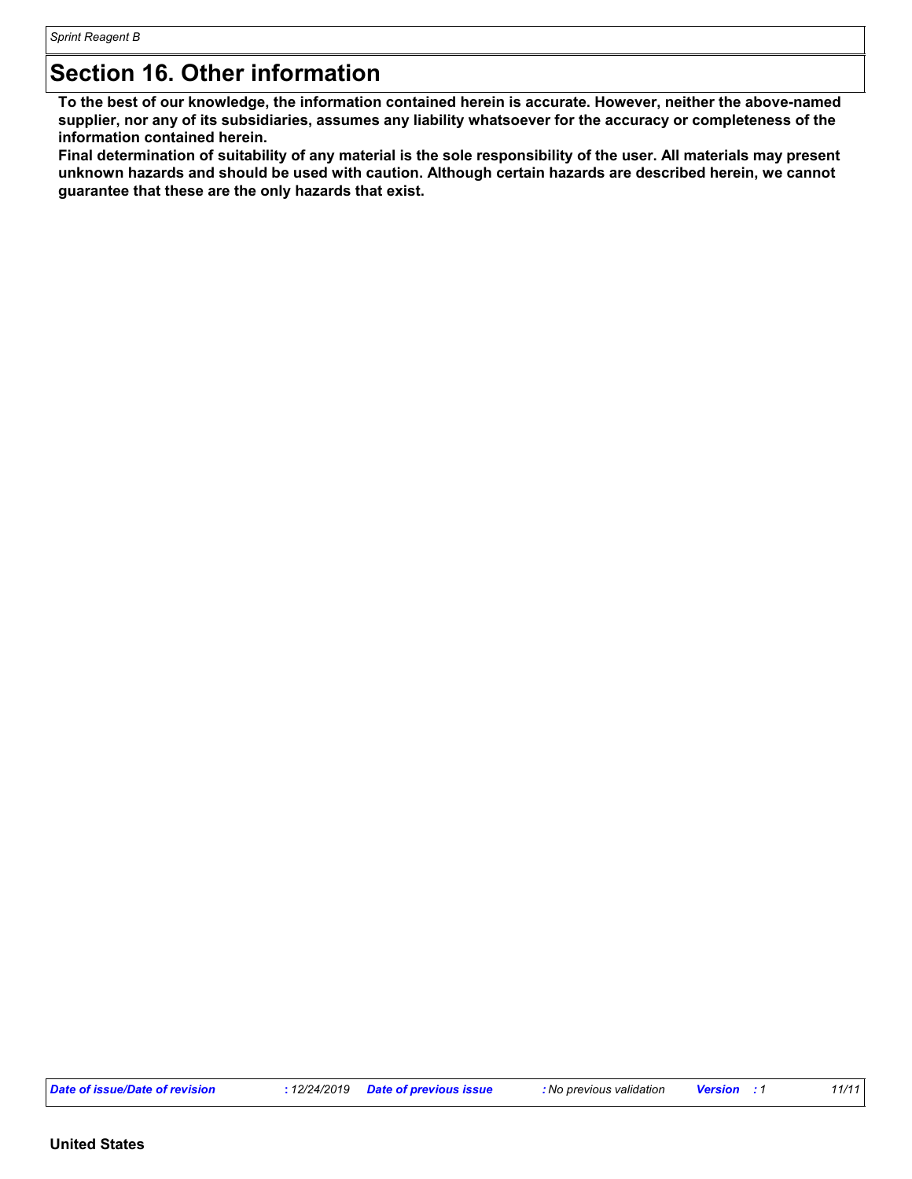## Section 16. Other information

**To the best of our knowledge, the information contained herein is accurate. However, neither the above-named supplier, nor any of its subsidiaries, assumes any liability whatsoever for the accuracy or completeness of the information contained herein.**

**Final determination of suitability of any material is the sole responsibility of the user. All materials may present unknown hazards and should be used with caution. Although certain hazards are described herein, we cannot guarantee that these are the only hazards that exist.**